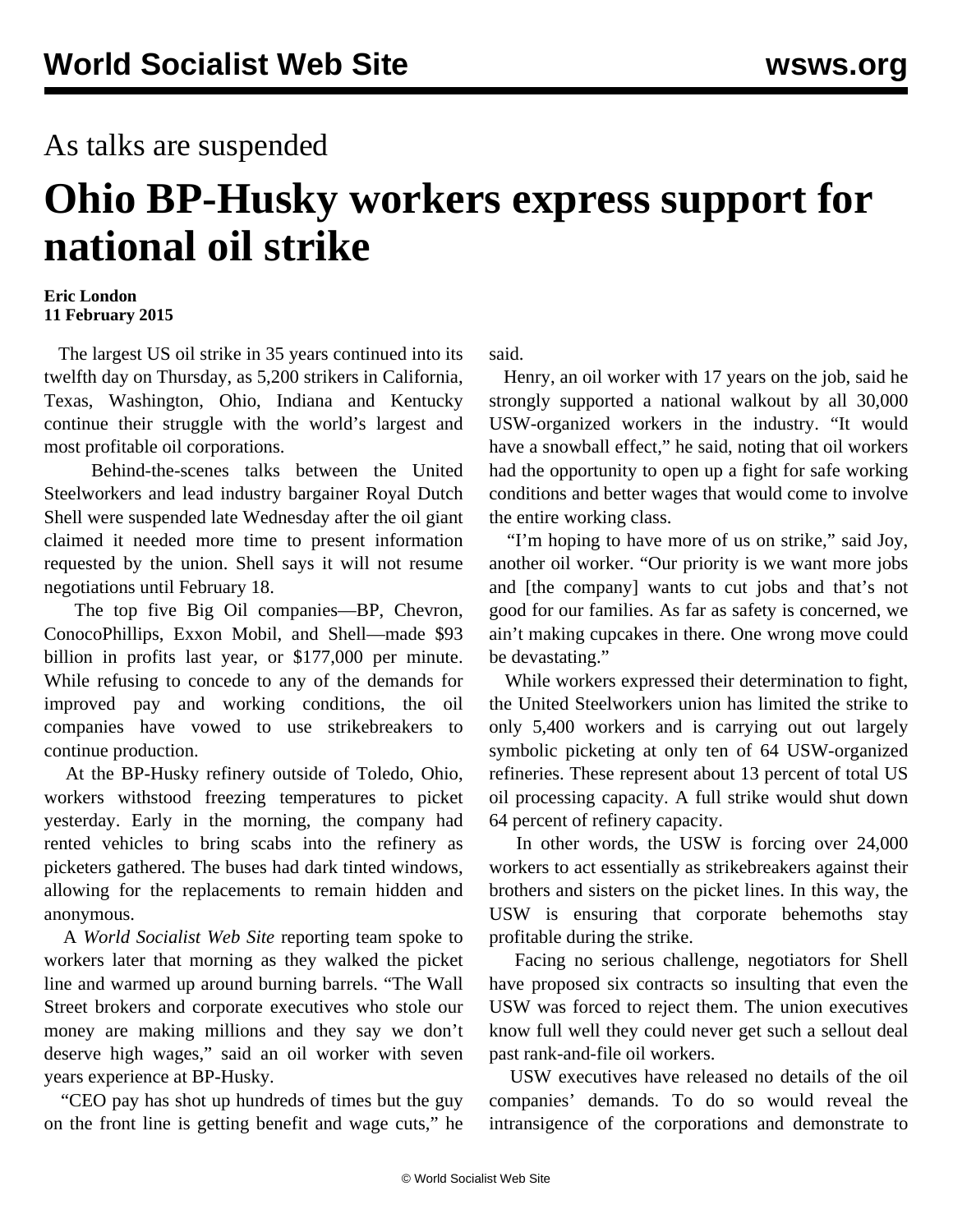As talks are suspended

# Ohio BP-Husky workers express support for national oil strike

**Eric London**
**11 February 2015**

The largest US oil strike in 35 years continued into its twelfth day on Thursday, as 5,200 strikers in California, Texas, Washington, Ohio, Indiana and Kentucky continue their struggle with the world's largest and most profitable oil corporations.

Behind-the-scenes talks between the United Steelworkers and lead industry bargainer Royal Dutch Shell were suspended late Wednesday after the oil giant claimed it needed more time to present information requested by the union. Shell says it will not resume negotiations until February 18.

The top five Big Oil companies—BP, Chevron, ConocoPhillips, Exxon Mobil, and Shell—made $93 billion in profits last year, or $177,000 per minute. While refusing to concede to any of the demands for improved pay and working conditions, the oil companies have vowed to use strikebreakers to continue production.

At the BP-Husky refinery outside of Toledo, Ohio, workers withstood freezing temperatures to picket yesterday. Early in the morning, the company had rented vehicles to bring scabs into the refinery as picketers gathered. The buses had dark tinted windows, allowing for the replacements to remain hidden and anonymous.

A *World Socialist Web Site* reporting team spoke to workers later that morning as they walked the picket line and warmed up around burning barrels. "The Wall Street brokers and corporate executives who stole our money are making millions and they say we don't deserve high wages," said an oil worker with seven years experience at BP-Husky.

"CEO pay has shot up hundreds of times but the guy on the front line is getting benefit and wage cuts," he said.

Henry, an oil worker with 17 years on the job, said he strongly supported a national walkout by all 30,000 USW-organized workers in the industry. "It would have a snowball effect," he said, noting that oil workers had the opportunity to open up a fight for safe working conditions and better wages that would come to involve the entire working class.

"I'm hoping to have more of us on strike," said Joy, another oil worker. "Our priority is we want more jobs and [the company] wants to cut jobs and that's not good for our families. As far as safety is concerned, we ain't making cupcakes in there. One wrong move could be devastating."

While workers expressed their determination to fight, the United Steelworkers union has limited the strike to only 5,400 workers and is carrying out out largely symbolic picketing at only ten of 64 USW-organized refineries. These represent about 13 percent of total US oil processing capacity. A full strike would shut down 64 percent of refinery capacity.

In other words, the USW is forcing over 24,000 workers to act essentially as strikebreakers against their brothers and sisters on the picket lines. In this way, the USW is ensuring that corporate behemoths stay profitable during the strike.

Facing no serious challenge, negotiators for Shell have proposed six contracts so insulting that even the USW was forced to reject them. The union executives know full well they could never get such a sellout deal past rank-and-file oil workers.

USW executives have released no details of the oil companies' demands. To do so would reveal the intransigence of the corporations and demonstrate to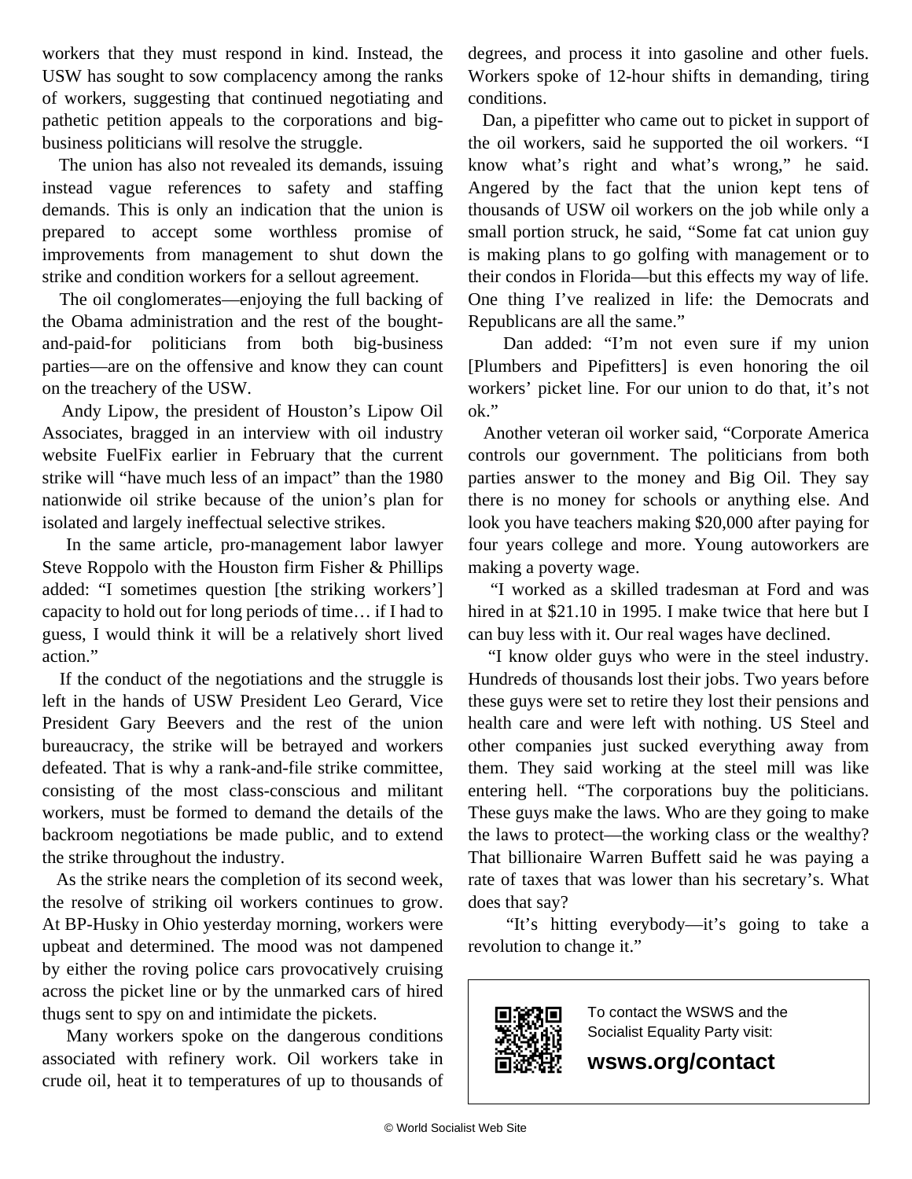workers that they must respond in kind. Instead, the USW has sought to sow complacency among the ranks of workers, suggesting that continued negotiating and pathetic petition appeals to the corporations and big-business politicians will resolve the struggle.

The union has also not revealed its demands, issuing instead vague references to safety and staffing demands. This is only an indication that the union is prepared to accept some worthless promise of improvements from management to shut down the strike and condition workers for a sellout agreement.

The oil conglomerates—enjoying the full backing of the Obama administration and the rest of the bought-and-paid-for politicians from both big-business parties—are on the offensive and know they can count on the treachery of the USW.

Andy Lipow, the president of Houston's Lipow Oil Associates, bragged in an interview with oil industry website FuelFix earlier in February that the current strike will "have much less of an impact" than the 1980 nationwide oil strike because of the union's plan for isolated and largely ineffectual selective strikes.

In the same article, pro-management labor lawyer Steve Roppolo with the Houston firm Fisher & Phillips added: "I sometimes question [the striking workers'] capacity to hold out for long periods of time… if I had to guess, I would think it will be a relatively short lived action."

If the conduct of the negotiations and the struggle is left in the hands of USW President Leo Gerard, Vice President Gary Beevers and the rest of the union bureaucracy, the strike will be betrayed and workers defeated. That is why a rank-and-file strike committee, consisting of the most class-conscious and militant workers, must be formed to demand the details of the backroom negotiations be made public, and to extend the strike throughout the industry.

As the strike nears the completion of its second week, the resolve of striking oil workers continues to grow. At BP-Husky in Ohio yesterday morning, workers were upbeat and determined. The mood was not dampened by either the roving police cars provocatively cruising across the picket line or by the unmarked cars of hired thugs sent to spy on and intimidate the pickets.

Many workers spoke on the dangerous conditions associated with refinery work. Oil workers take in crude oil, heat it to temperatures of up to thousands of degrees, and process it into gasoline and other fuels. Workers spoke of 12-hour shifts in demanding, tiring conditions.

Dan, a pipefitter who came out to picket in support of the oil workers, said he supported the oil workers. "I know what's right and what's wrong," he said. Angered by the fact that the union kept tens of thousands of USW oil workers on the job while only a small portion struck, he said, "Some fat cat union guy is making plans to go golfing with management or to their condos in Florida—but this effects my way of life. One thing I've realized in life: the Democrats and Republicans are all the same."

Dan added: "I'm not even sure if my union [Plumbers and Pipefitters] is even honoring the oil workers' picket line. For our union to do that, it's not ok."

Another veteran oil worker said, "Corporate America controls our government. The politicians from both parties answer to the money and Big Oil. They say there is no money for schools or anything else. And look you have teachers making $20,000 after paying for four years college and more. Young autoworkers are making a poverty wage.

"I worked as a skilled tradesman at Ford and was hired in at $21.10 in 1995. I make twice that here but I can buy less with it. Our real wages have declined.

"I know older guys who were in the steel industry. Hundreds of thousands lost their jobs. Two years before these guys were set to retire they lost their pensions and health care and were left with nothing. US Steel and other companies just sucked everything away from them. They said working at the steel mill was like entering hell. "The corporations buy the politicians. These guys make the laws. Who are they going to make the laws to protect—the working class or the wealthy? That billionaire Warren Buffett said he was paying a rate of taxes that was lower than his secretary's. What does that say?

"It's hitting everybody—it's going to take a revolution to change it."

To contact the WSWS and the Socialist Equality Party visit:

**wsws.org/contact**